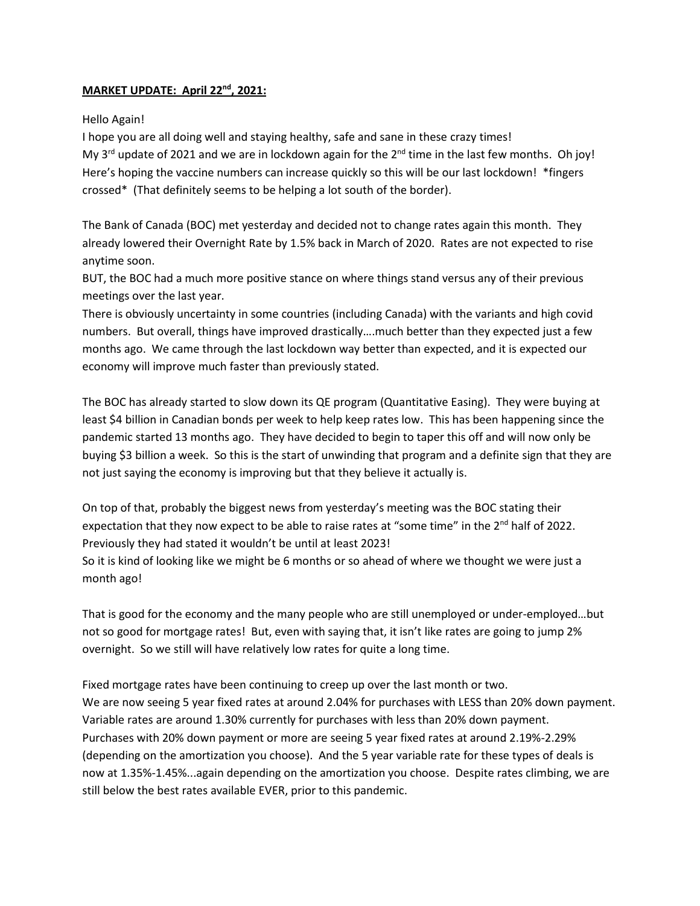**MARKET UPDATE: April 22nd, 2021:**

Hello Again!
I hope you are all doing well and staying healthy, safe and sane in these crazy times!
My 3rd update of 2021 and we are in lockdown again for the 2nd time in the last few months. Oh joy! Here's hoping the vaccine numbers can increase quickly so this will be our last lockdown! *fingers crossed* (That definitely seems to be helping a lot south of the border).

The Bank of Canada (BOC) met yesterday and decided not to change rates again this month. They already lowered their Overnight Rate by 1.5% back in March of 2020. Rates are not expected to rise anytime soon.
BUT, the BOC had a much more positive stance on where things stand versus any of their previous meetings over the last year.
There is obviously uncertainty in some countries (including Canada) with the variants and high covid numbers. But overall, things have improved drastically….much better than they expected just a few months ago. We came through the last lockdown way better than expected, and it is expected our economy will improve much faster than previously stated.

The BOC has already started to slow down its QE program (Quantitative Easing). They were buying at least $4 billion in Canadian bonds per week to help keep rates low. This has been happening since the pandemic started 13 months ago. They have decided to begin to taper this off and will now only be buying $3 billion a week. So this is the start of unwinding that program and a definite sign that they are not just saying the economy is improving but that they believe it actually is.

On top of that, probably the biggest news from yesterday's meeting was the BOC stating their expectation that they now expect to be able to raise rates at "some time" in the 2nd half of 2022. Previously they had stated it wouldn't be until at least 2023!
So it is kind of looking like we might be 6 months or so ahead of where we thought we were just a month ago!

That is good for the economy and the many people who are still unemployed or under-employed…but not so good for mortgage rates! But, even with saying that, it isn't like rates are going to jump 2% overnight. So we still will have relatively low rates for quite a long time.

Fixed mortgage rates have been continuing to creep up over the last month or two.
We are now seeing 5 year fixed rates at around 2.04% for purchases with LESS than 20% down payment.
Variable rates are around 1.30% currently for purchases with less than 20% down payment.
Purchases with 20% down payment or more are seeing 5 year fixed rates at around 2.19%-2.29% (depending on the amortization you choose). And the 5 year variable rate for these types of deals is now at 1.35%-1.45%...again depending on the amortization you choose. Despite rates climbing, we are still below the best rates available EVER, prior to this pandemic.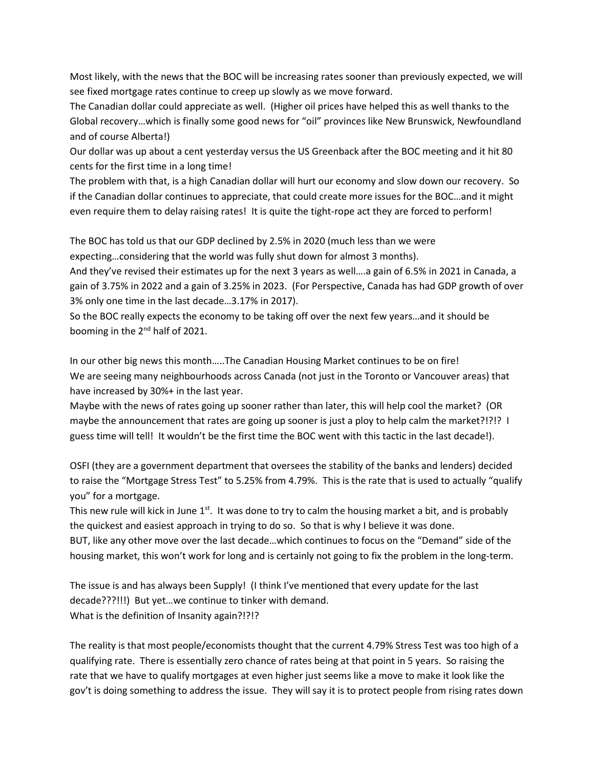Most likely, with the news that the BOC will be increasing rates sooner than previously expected, we will see fixed mortgage rates continue to creep up slowly as we move forward.
The Canadian dollar could appreciate as well. (Higher oil prices have helped this as well thanks to the Global recovery…which is finally some good news for "oil" provinces like New Brunswick, Newfoundland and of course Alberta!)
Our dollar was up about a cent yesterday versus the US Greenback after the BOC meeting and it hit 80 cents for the first time in a long time!
The problem with that, is a high Canadian dollar will hurt our economy and slow down our recovery. So if the Canadian dollar continues to appreciate, that could create more issues for the BOC…and it might even require them to delay raising rates! It is quite the tight-rope act they are forced to perform!

The BOC has told us that our GDP declined by 2.5% in 2020 (much less than we were expecting…considering that the world was fully shut down for almost 3 months).
And they've revised their estimates up for the next 3 years as well….a gain of 6.5% in 2021 in Canada, a gain of 3.75% in 2022 and a gain of 3.25% in 2023. (For Perspective, Canada has had GDP growth of over 3% only one time in the last decade…3.17% in 2017).
So the BOC really expects the economy to be taking off over the next few years…and it should be booming in the 2nd half of 2021.

In our other big news this month…..The Canadian Housing Market continues to be on fire!
We are seeing many neighbourhoods across Canada (not just in the Toronto or Vancouver areas) that have increased by 30%+ in the last year.
Maybe with the news of rates going up sooner rather than later, this will help cool the market? (OR maybe the announcement that rates are going up sooner is just a ploy to help calm the market?!?!? I guess time will tell! It wouldn't be the first time the BOC went with this tactic in the last decade!).

OSFI (they are a government department that oversees the stability of the banks and lenders) decided to raise the "Mortgage Stress Test" to 5.25% from 4.79%. This is the rate that is used to actually "qualify you" for a mortgage.
This new rule will kick in June 1st. It was done to try to calm the housing market a bit, and is probably the quickest and easiest approach in trying to do so. So that is why I believe it was done.
BUT, like any other move over the last decade…which continues to focus on the "Demand" side of the housing market, this won't work for long and is certainly not going to fix the problem in the long-term.

The issue is and has always been Supply! (I think I've mentioned that every update for the last decade???!!!) But yet…we continue to tinker with demand.
What is the definition of Insanity again?!?!?

The reality is that most people/economists thought that the current 4.79% Stress Test was too high of a qualifying rate. There is essentially zero chance of rates being at that point in 5 years. So raising the rate that we have to qualify mortgages at even higher just seems like a move to make it look like the gov't is doing something to address the issue. They will say it is to protect people from rising rates down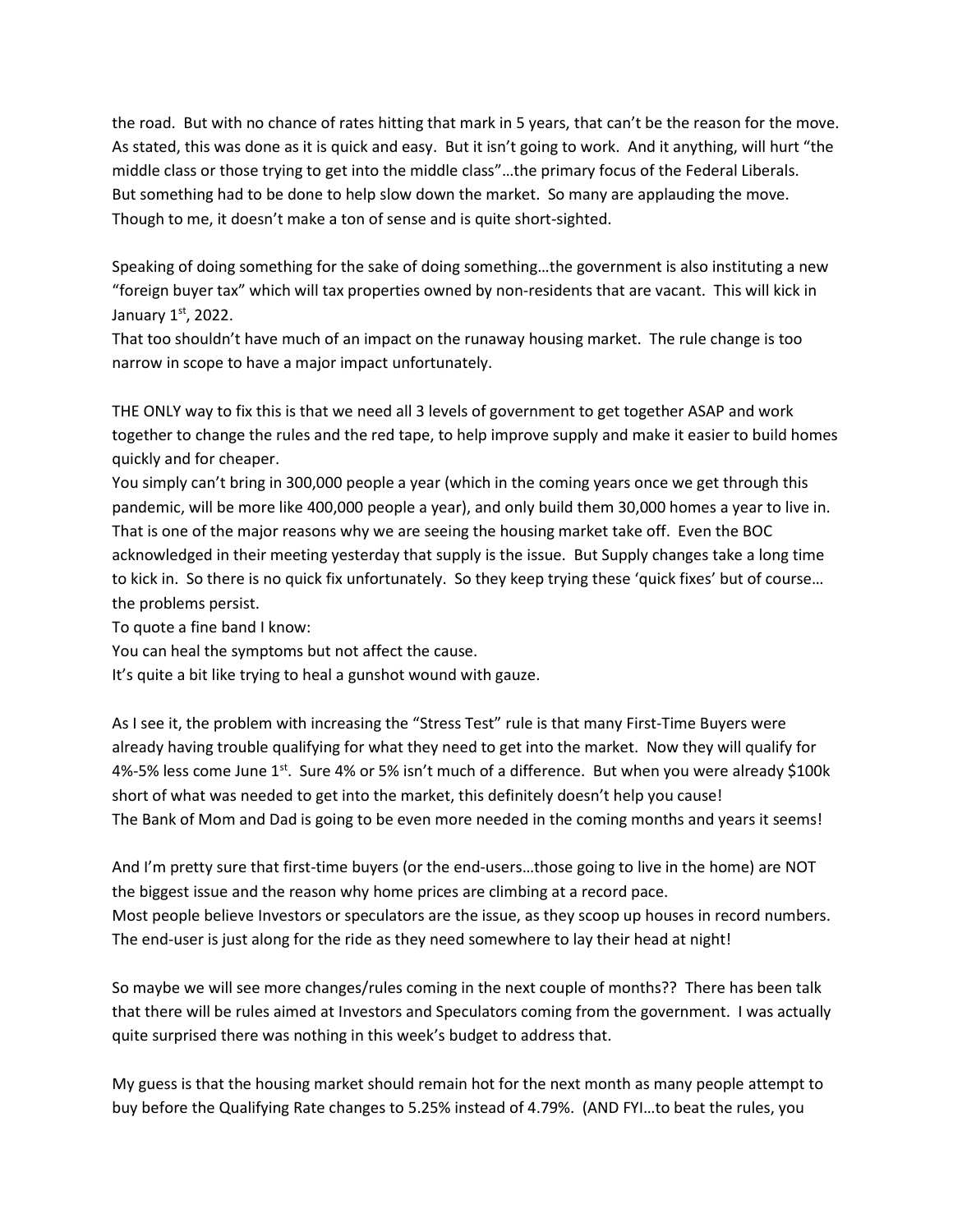the road. But with no chance of rates hitting that mark in 5 years, that can't be the reason for the move. As stated, this was done as it is quick and easy. But it isn't going to work. And it anything, will hurt "the middle class or those trying to get into the middle class"…the primary focus of the Federal Liberals. But something had to be done to help slow down the market. So many are applauding the move. Though to me, it doesn't make a ton of sense and is quite short-sighted.

Speaking of doing something for the sake of doing something…the government is also instituting a new "foreign buyer tax" which will tax properties owned by non-residents that are vacant. This will kick in January 1st, 2022.
That too shouldn't have much of an impact on the runaway housing market. The rule change is too narrow in scope to have a major impact unfortunately.

THE ONLY way to fix this is that we need all 3 levels of government to get together ASAP and work together to change the rules and the red tape, to help improve supply and make it easier to build homes quickly and for cheaper.
You simply can't bring in 300,000 people a year (which in the coming years once we get through this pandemic, will be more like 400,000 people a year), and only build them 30,000 homes a year to live in. That is one of the major reasons why we are seeing the housing market take off. Even the BOC acknowledged in their meeting yesterday that supply is the issue. But Supply changes take a long time to kick in. So there is no quick fix unfortunately. So they keep trying these 'quick fixes' but of course…the problems persist.
To quote a fine band I know:
You can heal the symptoms but not affect the cause.
It's quite a bit like trying to heal a gunshot wound with gauze.

As I see it, the problem with increasing the "Stress Test" rule is that many First-Time Buyers were already having trouble qualifying for what they need to get into the market. Now they will qualify for 4%-5% less come June 1st. Sure 4% or 5% isn't much of a difference. But when you were already $100k short of what was needed to get into the market, this definitely doesn't help you cause!
The Bank of Mom and Dad is going to be even more needed in the coming months and years it seems!

And I'm pretty sure that first-time buyers (or the end-users…those going to live in the home) are NOT the biggest issue and the reason why home prices are climbing at a record pace.
Most people believe Investors or speculators are the issue, as they scoop up houses in record numbers. The end-user is just along for the ride as they need somewhere to lay their head at night!

So maybe we will see more changes/rules coming in the next couple of months?? There has been talk that there will be rules aimed at Investors and Speculators coming from the government. I was actually quite surprised there was nothing in this week's budget to address that.

My guess is that the housing market should remain hot for the next month as many people attempt to buy before the Qualifying Rate changes to 5.25% instead of 4.79%. (AND FYI…to beat the rules, you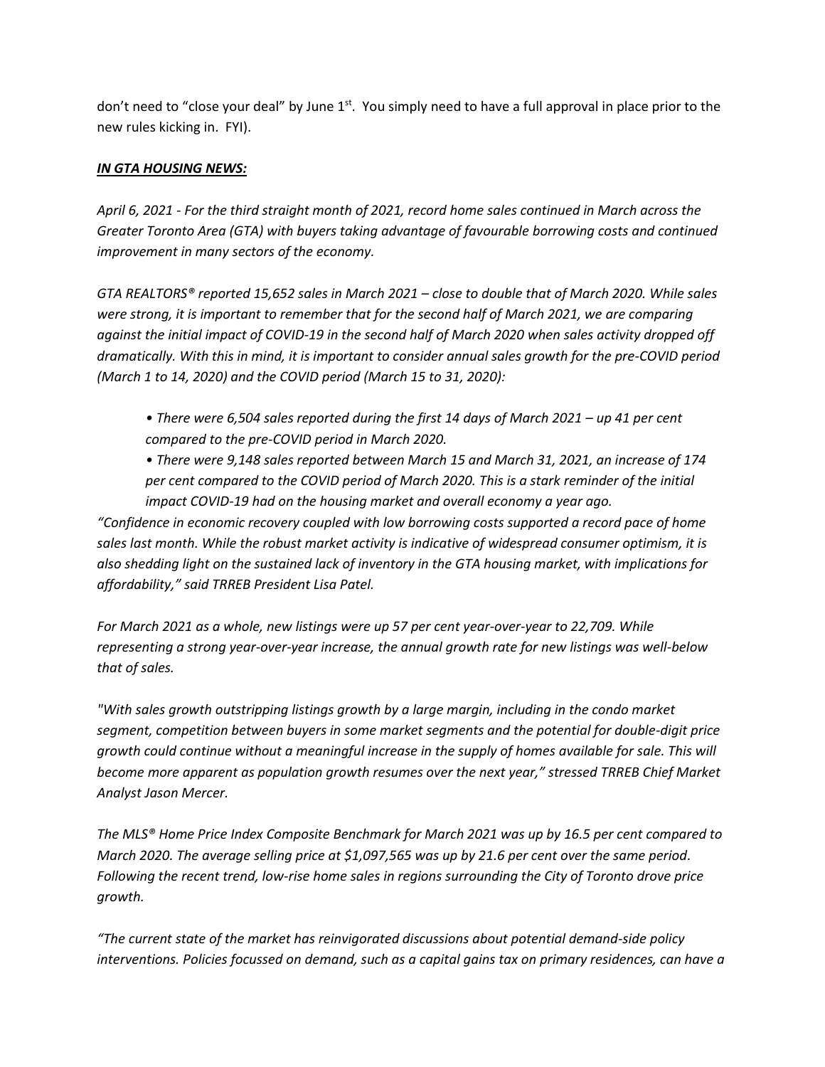don't need to "close your deal" by June 1st. You simply need to have a full approval in place prior to the new rules kicking in. FYI).

***IN GTA HOUSING NEWS:***

*April 6, 2021 - For the third straight month of 2021, record home sales continued in March across the Greater Toronto Area (GTA) with buyers taking advantage of favourable borrowing costs and continued improvement in many sectors of the economy.*

*GTA REALTORS® reported 15,652 sales in March 2021 – close to double that of March 2020. While sales were strong, it is important to remember that for the second half of March 2021, we are comparing against the initial impact of COVID-19 in the second half of March 2020 when sales activity dropped off dramatically. With this in mind, it is important to consider annual sales growth for the pre-COVID period (March 1 to 14, 2020) and the COVID period (March 15 to 31, 2020):*

- *There were 6,504 sales reported during the first 14 days of March 2021 – up 41 per cent compared to the pre-COVID period in March 2020.*
- *There were 9,148 sales reported between March 15 and March 31, 2021, an increase of 174 per cent compared to the COVID period of March 2020. This is a stark reminder of the initial impact COVID-19 had on the housing market and overall economy a year ago.*

*"Confidence in economic recovery coupled with low borrowing costs supported a record pace of home sales last month. While the robust market activity is indicative of widespread consumer optimism, it is also shedding light on the sustained lack of inventory in the GTA housing market, with implications for affordability," said TRREB President Lisa Patel.*

*For March 2021 as a whole, new listings were up 57 per cent year-over-year to 22,709. While representing a strong year-over-year increase, the annual growth rate for new listings was well-below that of sales.*

*"With sales growth outstripping listings growth by a large margin, including in the condo market segment, competition between buyers in some market segments and the potential for double-digit price growth could continue without a meaningful increase in the supply of homes available for sale. This will become more apparent as population growth resumes over the next year," stressed TRREB Chief Market Analyst Jason Mercer.*

*The MLS® Home Price Index Composite Benchmark for March 2021 was up by 16.5 per cent compared to March 2020. The average selling price at $1,097,565 was up by 21.6 per cent over the same period. Following the recent trend, low-rise home sales in regions surrounding the City of Toronto drove price growth.*

*"The current state of the market has reinvigorated discussions about potential demand-side policy interventions. Policies focussed on demand, such as a capital gains tax on primary residences, can have a*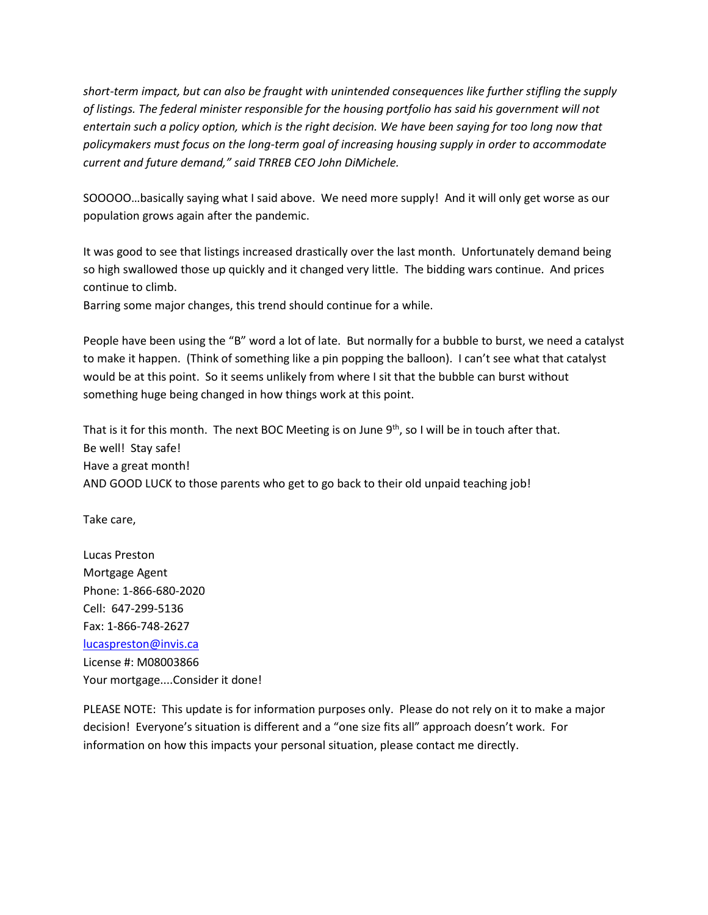*short-term impact, but can also be fraught with unintended consequences like further stifling the supply of listings. The federal minister responsible for the housing portfolio has said his government will not entertain such a policy option, which is the right decision. We have been saying for too long now that policymakers must focus on the long-term goal of increasing housing supply in order to accommodate current and future demand," said TRREB CEO John DiMichele.*

SOOOOO…basically saying what I said above. We need more supply! And it will only get worse as our population grows again after the pandemic.

It was good to see that listings increased drastically over the last month. Unfortunately demand being so high swallowed those up quickly and it changed very little. The bidding wars continue. And prices continue to climb.
Barring some major changes, this trend should continue for a while.

People have been using the "B" word a lot of late. But normally for a bubble to burst, we need a catalyst to make it happen. (Think of something like a pin popping the balloon). I can't see what that catalyst would be at this point. So it seems unlikely from where I sit that the bubble can burst without something huge being changed in how things work at this point.

That is it for this month. The next BOC Meeting is on June 9th, so I will be in touch after that.
Be well! Stay safe!
Have a great month!
AND GOOD LUCK to those parents who get to go back to their old unpaid teaching job!

Take care,

Lucas Preston
Mortgage Agent
Phone: 1-866-680-2020
Cell: 647-299-5136
Fax: 1-866-748-2627
lucaspreston@invis.ca
License #: M08003866
Your mortgage....Consider it done!

PLEASE NOTE: This update is for information purposes only. Please do not rely on it to make a major decision! Everyone's situation is different and a "one size fits all" approach doesn't work. For information on how this impacts your personal situation, please contact me directly.